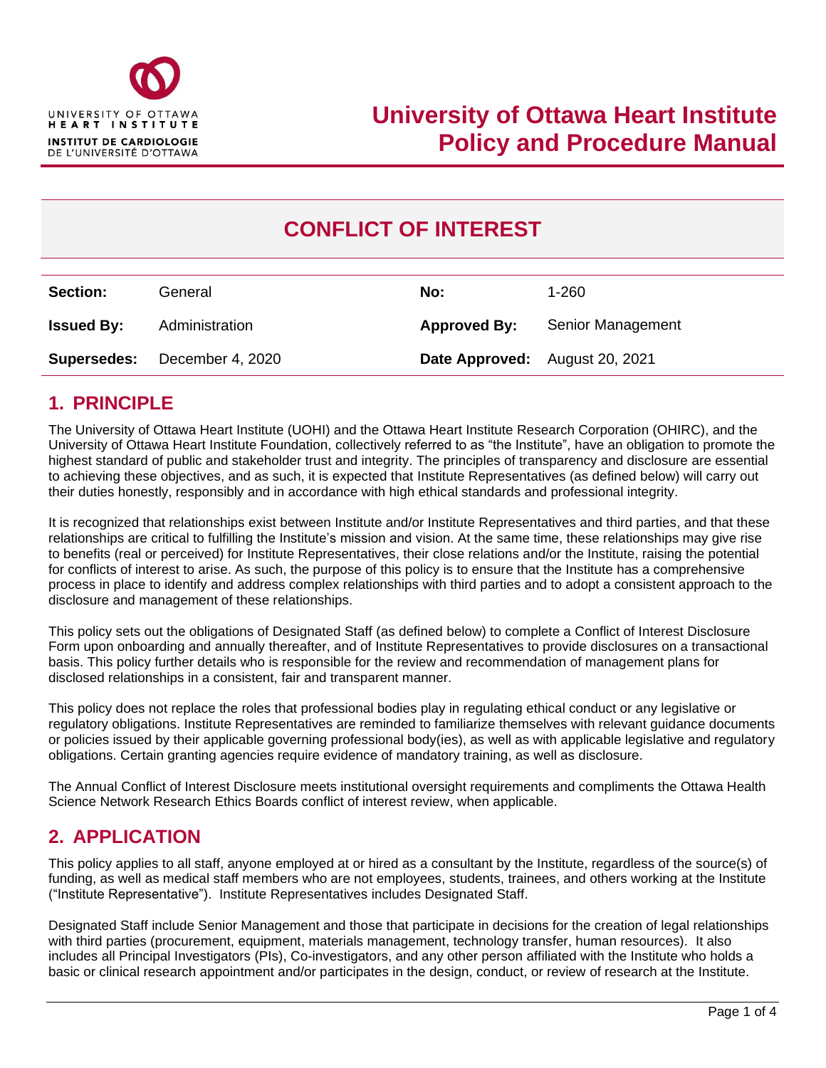# University of Ottawa Heart Institute Policy and Procedure Manual

## CONFLICT OF INTEREST

| **Section:** | General | **No:** | 1-260 |
|---|---|---|---|
| **Issued By:** | Administration | **Approved By:** | Senior Management |
| **Supersedes:** | December 4, 2020 | **Date Approved:** | August 20, 2021 |

## 1. PRINCIPLE

The University of Ottawa Heart Institute (UOHI) and the Ottawa Heart Institute Research Corporation (OHIRC), and the University of Ottawa Heart Institute Foundation, collectively referred to as "the Institute", have an obligation to promote the highest standard of public and stakeholder trust and integrity. The principles of transparency and disclosure are essential to achieving these objectives, and as such, it is expected that Institute Representatives (as defined below) will carry out their duties honestly, responsibly and in accordance with high ethical standards and professional integrity.

It is recognized that relationships exist between Institute and/or Institute Representatives and third parties, and that these relationships are critical to fulfilling the Institute's mission and vision. At the same time, these relationships may give rise to benefits (real or perceived) for Institute Representatives, their close relations and/or the Institute, raising the potential for conflicts of interest to arise. As such, the purpose of this policy is to ensure that the Institute has a comprehensive process in place to identify and address complex relationships with third parties and to adopt a consistent approach to the disclosure and management of these relationships.

This policy sets out the obligations of Designated Staff (as defined below) to complete a Conflict of Interest Disclosure Form upon onboarding and annually thereafter, and of Institute Representatives to provide disclosures on a transactional basis. This policy further details who is responsible for the review and recommendation of management plans for disclosed relationships in a consistent, fair and transparent manner.

This policy does not replace the roles that professional bodies play in regulating ethical conduct or any legislative or regulatory obligations. Institute Representatives are reminded to familiarize themselves with relevant guidance documents or policies issued by their applicable governing professional body(ies), as well as with applicable legislative and regulatory obligations. Certain granting agencies require evidence of mandatory training, as well as disclosure.

The Annual Conflict of Interest Disclosure meets institutional oversight requirements and compliments the Ottawa Health Science Network Research Ethics Boards conflict of interest review, when applicable.

## 2. APPLICATION

This policy applies to all staff, anyone employed at or hired as a consultant by the Institute, regardless of the source(s) of funding, as well as medical staff members who are not employees, students, trainees, and others working at the Institute ("Institute Representative"). Institute Representatives includes Designated Staff.

Designated Staff include Senior Management and those that participate in decisions for the creation of legal relationships with third parties (procurement, equipment, materials management, technology transfer, human resources). It also includes all Principal Investigators (PIs), Co-investigators, and any other person affiliated with the Institute who holds a basic or clinical research appointment and/or participates in the design, conduct, or review of research at the Institute.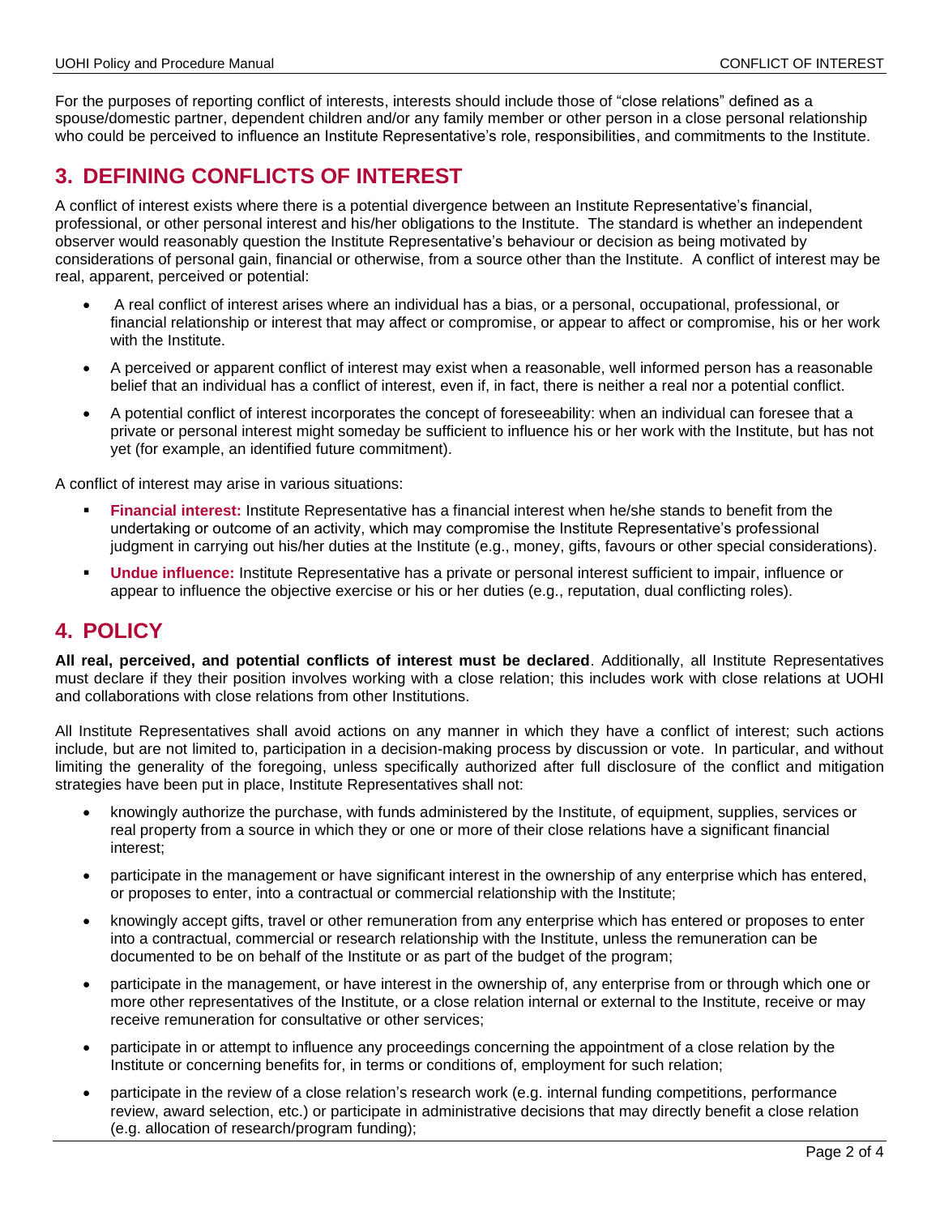For the purposes of reporting conflict of interests, interests should include those of "close relations" defined as a spouse/domestic partner, dependent children and/or any family member or other person in a close personal relationship who could be perceived to influence an Institute Representative's role, responsibilities, and commitments to the Institute.

## 3. DEFINING CONFLICTS OF INTEREST

A conflict of interest exists where there is a potential divergence between an Institute Representative's financial, professional, or other personal interest and his/her obligations to the Institute. The standard is whether an independent observer would reasonably question the Institute Representative's behaviour or decision as being motivated by considerations of personal gain, financial or otherwise, from a source other than the Institute. A conflict of interest may be real, apparent, perceived or potential:

- A real conflict of interest arises where an individual has a bias, or a personal, occupational, professional, or financial relationship or interest that may affect or compromise, or appear to affect or compromise, his or her work with the Institute.
- A perceived or apparent conflict of interest may exist when a reasonable, well informed person has a reasonable belief that an individual has a conflict of interest, even if, in fact, there is neither a real nor a potential conflict.
- A potential conflict of interest incorporates the concept of foreseeability: when an individual can foresee that a private or personal interest might someday be sufficient to influence his or her work with the Institute, but has not yet (for example, an identified future commitment).

A conflict of interest may arise in various situations:

- **Financial interest:** Institute Representative has a financial interest when he/she stands to benefit from the undertaking or outcome of an activity, which may compromise the Institute Representative's professional judgment in carrying out his/her duties at the Institute (e.g., money, gifts, favours or other special considerations).
- **Undue influence:** Institute Representative has a private or personal interest sufficient to impair, influence or appear to influence the objective exercise or his or her duties (e.g., reputation, dual conflicting roles).

## 4. POLICY

**All real, perceived, and potential conflicts of interest must be declared**. Additionally, all Institute Representatives must declare if they their position involves working with a close relation; this includes work with close relations at UOHI and collaborations with close relations from other Institutions.

All Institute Representatives shall avoid actions on any manner in which they have a conflict of interest; such actions include, but are not limited to, participation in a decision-making process by discussion or vote. In particular, and without limiting the generality of the foregoing, unless specifically authorized after full disclosure of the conflict and mitigation strategies have been put in place, Institute Representatives shall not:

- knowingly authorize the purchase, with funds administered by the Institute, of equipment, supplies, services or real property from a source in which they or one or more of their close relations have a significant financial interest;
- participate in the management or have significant interest in the ownership of any enterprise which has entered, or proposes to enter, into a contractual or commercial relationship with the Institute;
- knowingly accept gifts, travel or other remuneration from any enterprise which has entered or proposes to enter into a contractual, commercial or research relationship with the Institute, unless the remuneration can be documented to be on behalf of the Institute or as part of the budget of the program;
- participate in the management, or have interest in the ownership of, any enterprise from or through which one or more other representatives of the Institute, or a close relation internal or external to the Institute, receive or may receive remuneration for consultative or other services;
- participate in or attempt to influence any proceedings concerning the appointment of a close relation by the Institute or concerning benefits for, in terms or conditions of, employment for such relation;
- participate in the review of a close relation's research work (e.g. internal funding competitions, performance review, award selection, etc.) or participate in administrative decisions that may directly benefit a close relation (e.g. allocation of research/program funding);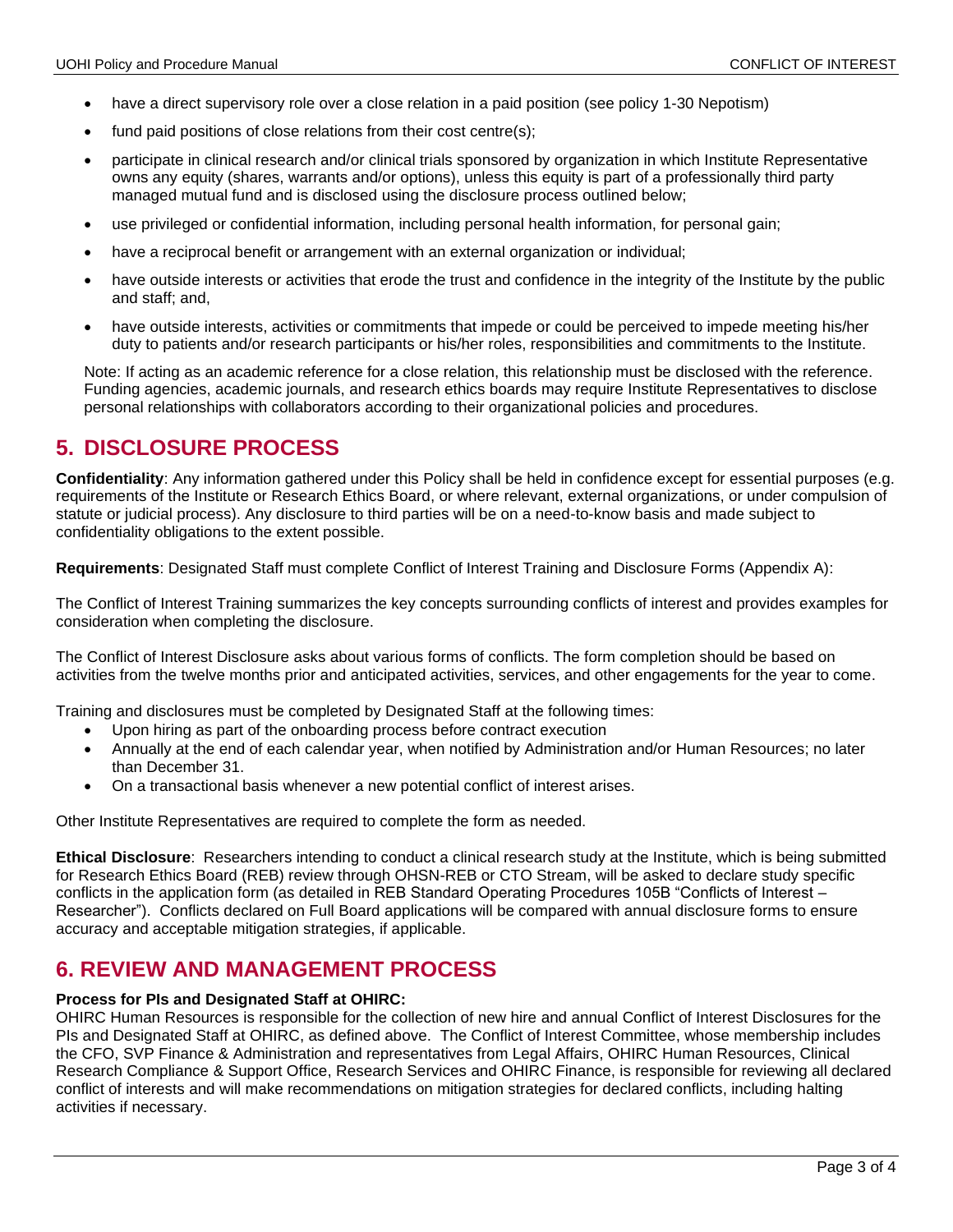- have a direct supervisory role over a close relation in a paid position (see policy 1-30 Nepotism)
- fund paid positions of close relations from their cost centre(s);
- participate in clinical research and/or clinical trials sponsored by organization in which Institute Representative owns any equity (shares, warrants and/or options), unless this equity is part of a professionally third party managed mutual fund and is disclosed using the disclosure process outlined below;
- use privileged or confidential information, including personal health information, for personal gain;
- have a reciprocal benefit or arrangement with an external organization or individual;
- have outside interests or activities that erode the trust and confidence in the integrity of the Institute by the public and staff; and,
- have outside interests, activities or commitments that impede or could be perceived to impede meeting his/her duty to patients and/or research participants or his/her roles, responsibilities and commitments to the Institute.

Note: If acting as an academic reference for a close relation, this relationship must be disclosed with the reference. Funding agencies, academic journals, and research ethics boards may require Institute Representatives to disclose personal relationships with collaborators according to their organizational policies and procedures.

## 5. DISCLOSURE PROCESS

**Confidentiality**: Any information gathered under this Policy shall be held in confidence except for essential purposes (e.g. requirements of the Institute or Research Ethics Board, or where relevant, external organizations, or under compulsion of statute or judicial process). Any disclosure to third parties will be on a need-to-know basis and made subject to confidentiality obligations to the extent possible.

**Requirements**: Designated Staff must complete Conflict of Interest Training and Disclosure Forms (Appendix A):

The Conflict of Interest Training summarizes the key concepts surrounding conflicts of interest and provides examples for consideration when completing the disclosure.

The Conflict of Interest Disclosure asks about various forms of conflicts. The form completion should be based on activities from the twelve months prior and anticipated activities, services, and other engagements for the year to come.

Training and disclosures must be completed by Designated Staff at the following times:

- Upon hiring as part of the onboarding process before contract execution
- Annually at the end of each calendar year, when notified by Administration and/or Human Resources; no later than December 31.
- On a transactional basis whenever a new potential conflict of interest arises.

Other Institute Representatives are required to complete the form as needed.

**Ethical Disclosure**: Researchers intending to conduct a clinical research study at the Institute, which is being submitted for Research Ethics Board (REB) review through OHSN-REB or CTO Stream, will be asked to declare study specific conflicts in the application form (as detailed in REB Standard Operating Procedures 105B "Conflicts of Interest – Researcher"). Conflicts declared on Full Board applications will be compared with annual disclosure forms to ensure accuracy and acceptable mitigation strategies, if applicable.

## 6. REVIEW AND MANAGEMENT PROCESS

**Process for PIs and Designated Staff at OHIRC:**

OHIRC Human Resources is responsible for the collection of new hire and annual Conflict of Interest Disclosures for the PIs and Designated Staff at OHIRC, as defined above. The Conflict of Interest Committee, whose membership includes the CFO, SVP Finance & Administration and representatives from Legal Affairs, OHIRC Human Resources, Clinical Research Compliance & Support Office, Research Services and OHIRC Finance, is responsible for reviewing all declared conflict of interests and will make recommendations on mitigation strategies for declared conflicts, including halting activities if necessary.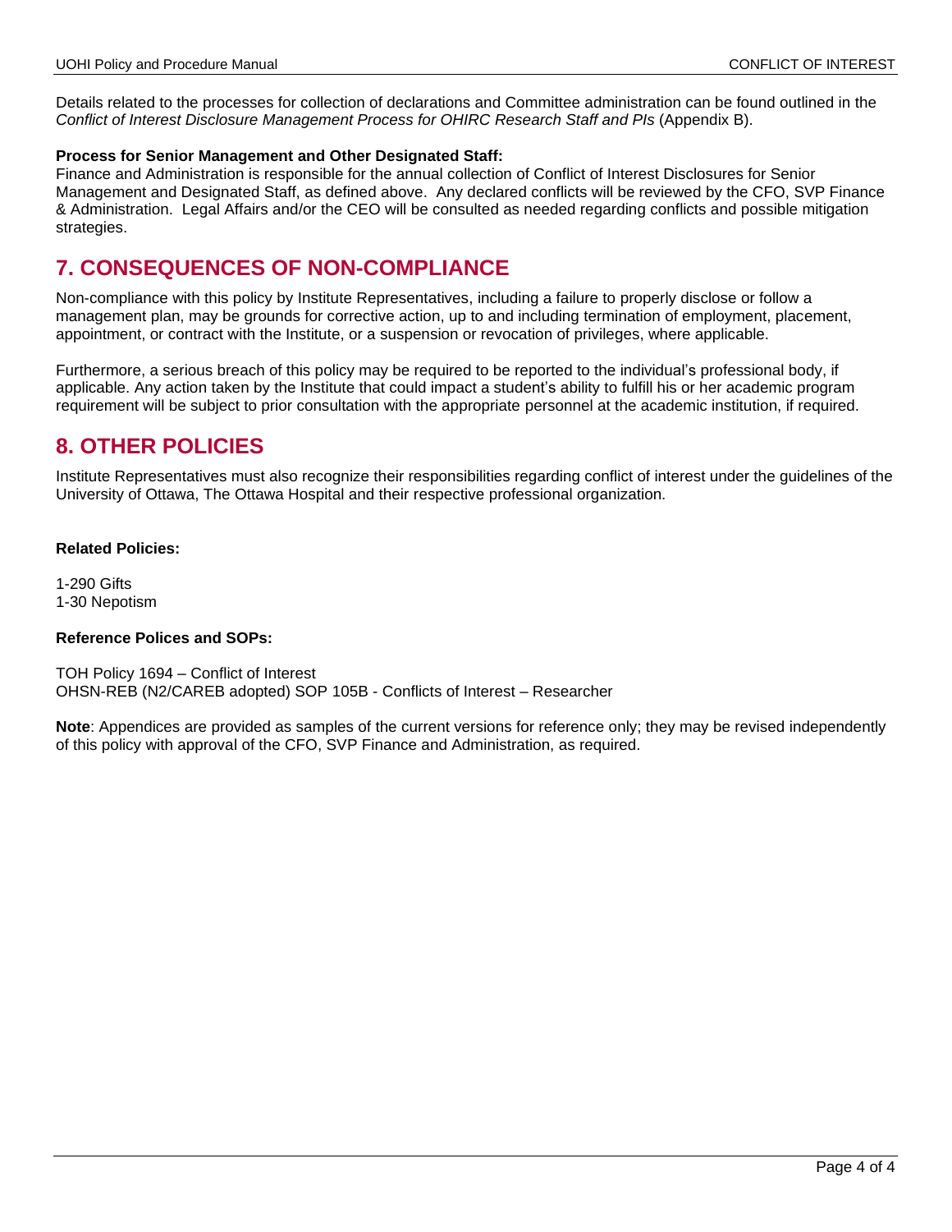Details related to the processes for collection of declarations and Committee administration can be found outlined in the *Conflict of Interest Disclosure Management Process for OHIRC Research Staff and PIs* (Appendix B).

**Process for Senior Management and Other Designated Staff:**

Finance and Administration is responsible for the annual collection of Conflict of Interest Disclosures for Senior Management and Designated Staff, as defined above. Any declared conflicts will be reviewed by the CFO, SVP Finance & Administration. Legal Affairs and/or the CEO will be consulted as needed regarding conflicts and possible mitigation strategies.

## 7. CONSEQUENCES OF NON-COMPLIANCE

Non-compliance with this policy by Institute Representatives, including a failure to properly disclose or follow a management plan, may be grounds for corrective action, up to and including termination of employment, placement, appointment, or contract with the Institute, or a suspension or revocation of privileges, where applicable.

Furthermore, a serious breach of this policy may be required to be reported to the individual's professional body, if applicable. Any action taken by the Institute that could impact a student's ability to fulfill his or her academic program requirement will be subject to prior consultation with the appropriate personnel at the academic institution, if required.

## 8. OTHER POLICIES

Institute Representatives must also recognize their responsibilities regarding conflict of interest under the guidelines of the University of Ottawa, The Ottawa Hospital and their respective professional organization.

**Related Policies:**

1-290 Gifts
1-30 Nepotism

**Reference Polices and SOPs:**

TOH Policy 1694 – Conflict of Interest
OHSN-REB (N2/CAREB adopted) SOP 105B - Conflicts of Interest – Researcher

**Note**: Appendices are provided as samples of the current versions for reference only; they may be revised independently of this policy with approval of the CFO, SVP Finance and Administration, as required.